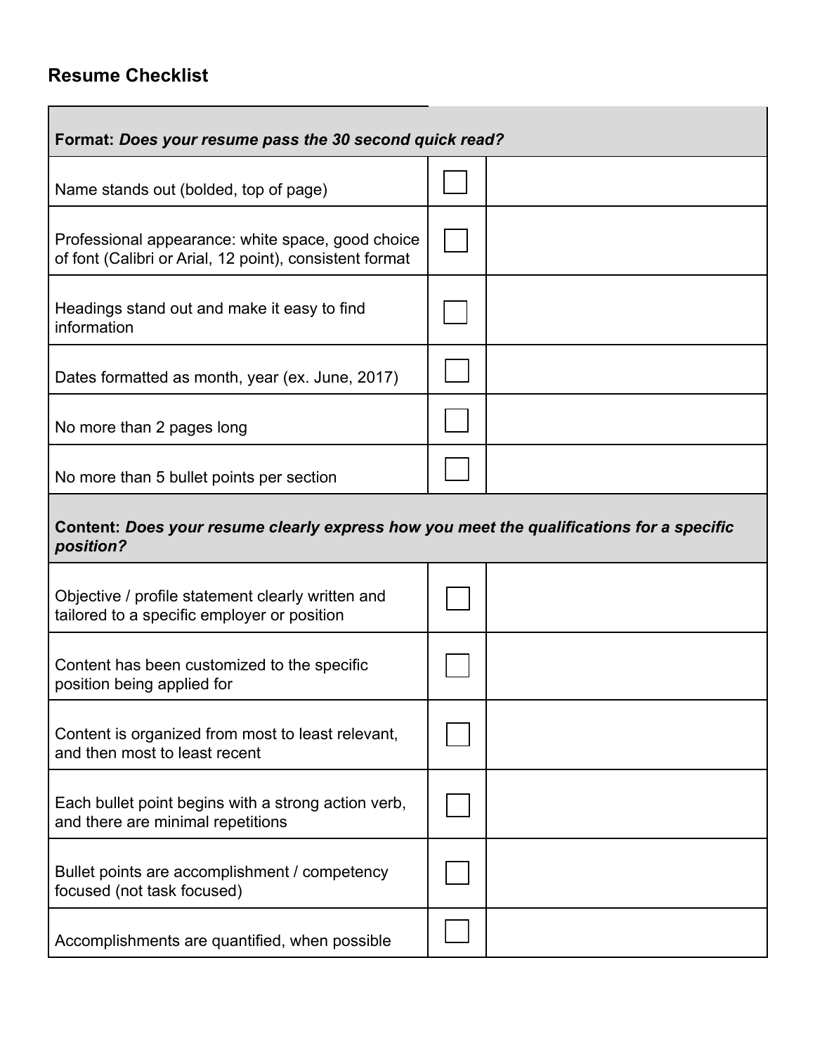## Resume Checklist

| **Format:** ***Does your resume pass the 30 second quick read?*** | | |
|---|---|---|
| Name stands out (bolded, top of page) | ☐ | |
| Professional appearance: white space, good choice of font (Calibri or Arial, 12 point), consistent format | ☐ | |
| Headings stand out and make it easy to find information | ☐ | |
| Dates formatted as month, year (ex. June, 2017) | ☐ | |
| No more than 2 pages long | ☐ | |
| No more than 5 bullet points per section | ☐ | |
| **Content:** ***Does your resume clearly express how you meet the qualifications for a specific position?*** | | |
| Objective / profile statement clearly written and tailored to a specific employer or position | ☐ | |
| Content has been customized to the specific position being applied for | ☐ | |
| Content is organized from most to least relevant, and then most to least recent | ☐ | |
| Each bullet point begins with a strong action verb, and there are minimal repetitions | ☐ | |
| Bullet points are accomplishment / competency focused (not task focused) | ☐ | |
| Accomplishments are quantified, when possible | ☐ | |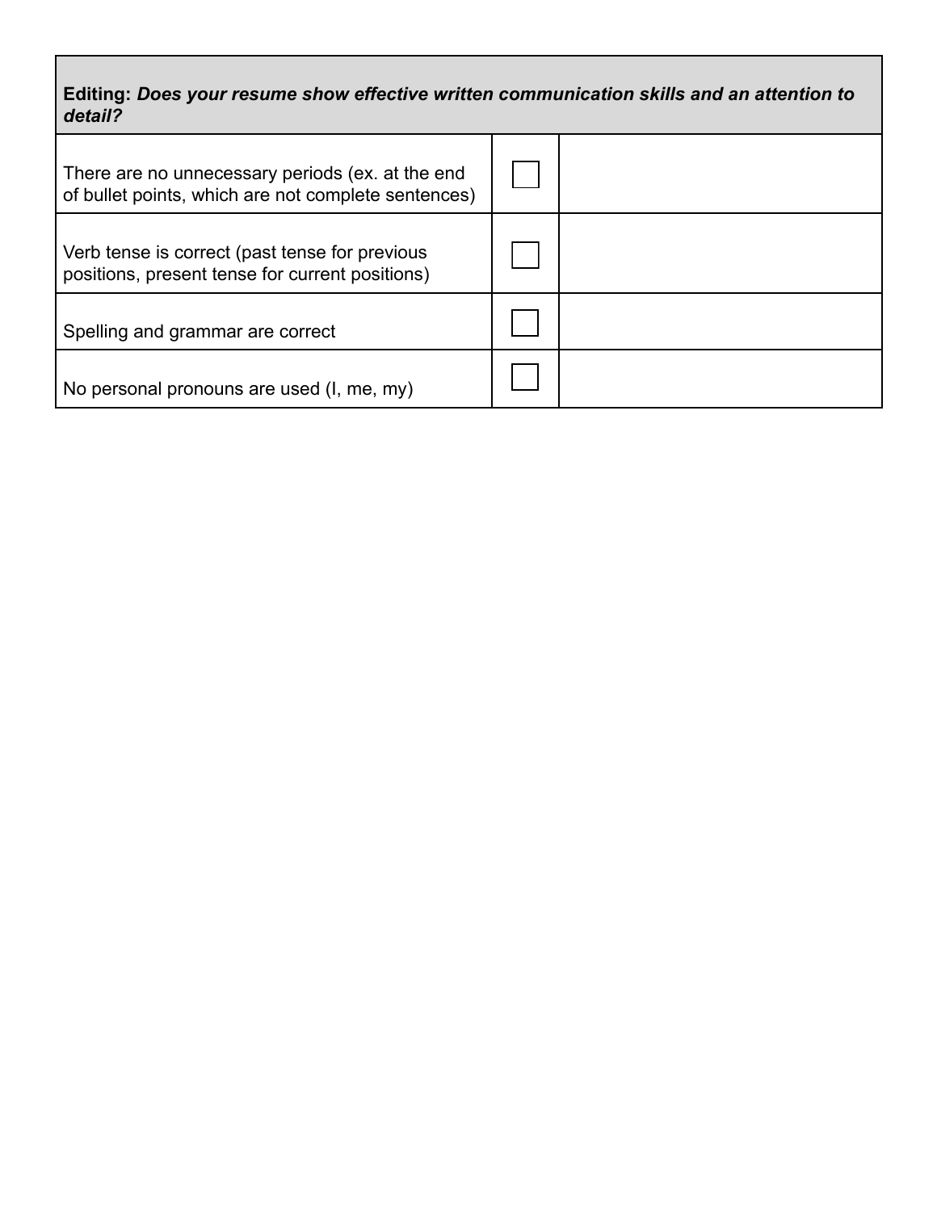| **Editing:** ***Does your resume show effective written communication skills and an attention to detail?*** | | |
|---|---|---|
| There are no unnecessary periods (ex. at the end of bullet points, which are not complete sentences) | ☐ | |
| Verb tense is correct (past tense for previous positions, present tense for current positions) | ☐ | |
| Spelling and grammar are correct | ☐ | |
| No personal pronouns are used (I, me, my) | ☐ | |